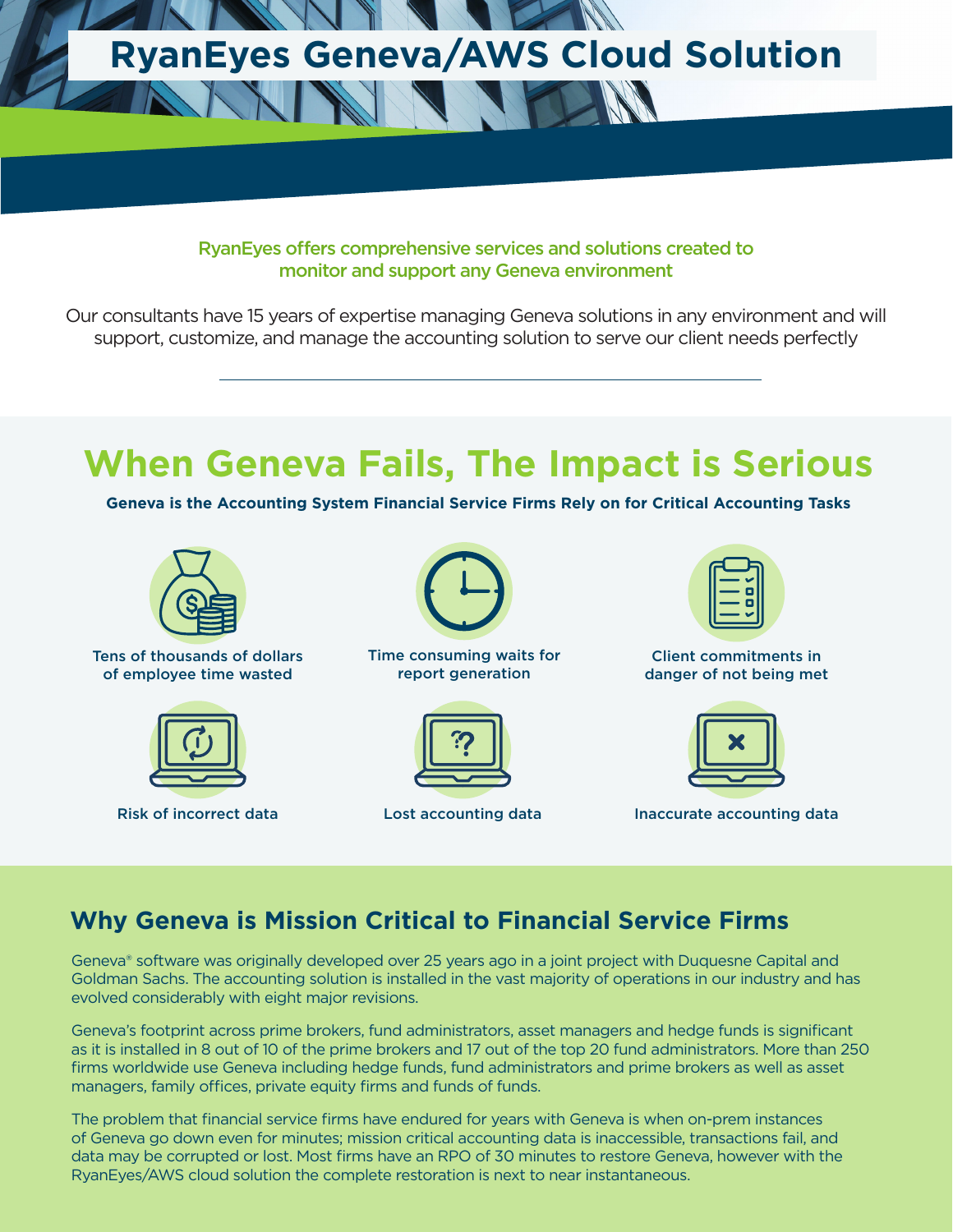# RyanEyes Geneva/AWS Cloud Solution

**RyanEyes offers comprehensive services and solutions created to monitor and support any Geneva environment**

Our consultants have 15 years of expertise managing Geneva solutions in any environment and will support, customize, and manage the accounting solution to serve our client needs perfectly

---

## When Geneva Fails, The Impact is Serious

**Geneva is the Accounting System Financial Service Firms Rely on for Critical Accounting Tasks**

- Tens of thousands of dollars of employee time wasted
- Time consuming waits for report generation
- Client commitments in danger of not being met
- Risk of incorrect data
- Lost accounting data
- Inaccurate accounting data

### Why Geneva is Mission Critical to Financial Service Firms

Geneva® software was originally developed over 25 years ago in a joint project with Duquesne Capital and Goldman Sachs. The accounting solution is installed in the vast majority of operations in our industry and has evolved considerably with eight major revisions.

Geneva's footprint across prime brokers, fund administrators, asset managers and hedge funds is significant as it is installed in 8 out of 10 of the prime brokers and 17 out of the top 20 fund administrators. More than 250 firms worldwide use Geneva including hedge funds, fund administrators and prime brokers as well as asset managers, family offices, private equity firms and funds of funds.

The problem that financial service firms have endured for years with Geneva is when on-prem instances of Geneva go down even for minutes; mission critical accounting data is inaccessible, transactions fail, and data may be corrupted or lost. Most firms have an RPO of 30 minutes to restore Geneva, however with the RyanEyes/AWS cloud solution the complete restoration is next to near instantaneous.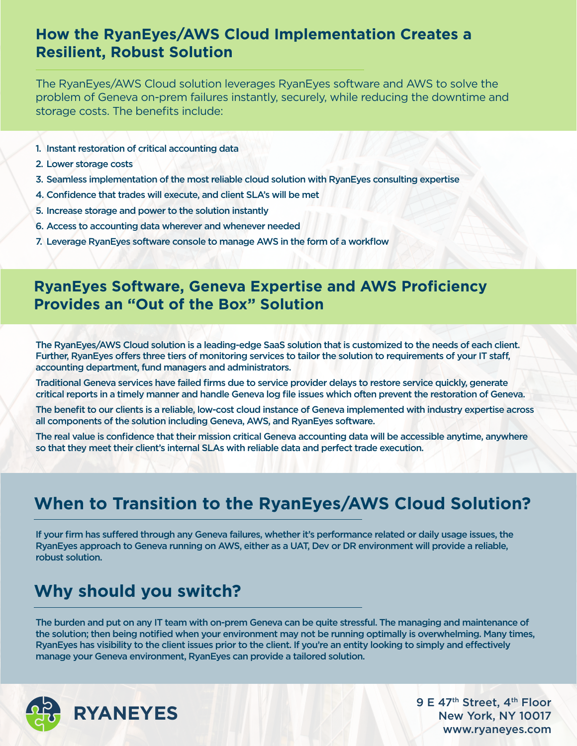## How the RyanEyes/AWS Cloud Implementation Creates a Resilient, Robust Solution

The RyanEyes/AWS Cloud solution leverages RyanEyes software and AWS to solve the problem of Geneva on-prem failures instantly, securely, while reducing the downtime and storage costs. The benefits include:

1. Instant restoration of critical accounting data
2. Lower storage costs
3. Seamless implementation of the most reliable cloud solution with RyanEyes consulting expertise
4. Confidence that trades will execute, and client SLA's will be met
5. Increase storage and power to the solution instantly
6. Access to accounting data wherever and whenever needed
7. Leverage RyanEyes software console to manage AWS in the form of a workflow

## RyanEyes Software, Geneva Expertise and AWS Proficiency Provides an "Out of the Box" Solution

The RyanEyes/AWS Cloud solution is a leading-edge SaaS solution that is customized to the needs of each client. Further, RyanEyes offers three tiers of monitoring services to tailor the solution to requirements of your IT staff, accounting department, fund managers and administrators.

Traditional Geneva services have failed firms due to service provider delays to restore service quickly, generate critical reports in a timely manner and handle Geneva log file issues which often prevent the restoration of Geneva.

The benefit to our clients is a reliable, low-cost cloud instance of Geneva implemented with industry expertise across all components of the solution including Geneva, AWS, and RyanEyes software.

The real value is confidence that their mission critical Geneva accounting data will be accessible anytime, anywhere so that they meet their client's internal SLAs with reliable data and perfect trade execution.

## When to Transition to the RyanEyes/AWS Cloud Solution?

If your firm has suffered through any Geneva failures, whether it's performance related or daily usage issues, the RyanEyes approach to Geneva running on AWS, either as a UAT, Dev or DR environment will provide a reliable, robust solution.

## Why should you switch?

The burden and put on any IT team with on-prem Geneva can be quite stressful. The managing and maintenance of the solution; then being notified when your environment may not be running optimally is overwhelming. Many times, RyanEyes has visibility to the client issues prior to the client. If you're an entity looking to simply and effectively manage your Geneva environment, RyanEyes can provide a tailored solution.

RYANEYES

9 E 47th Street, 4th Floor
New York, NY 10017
www.ryaneyes.com